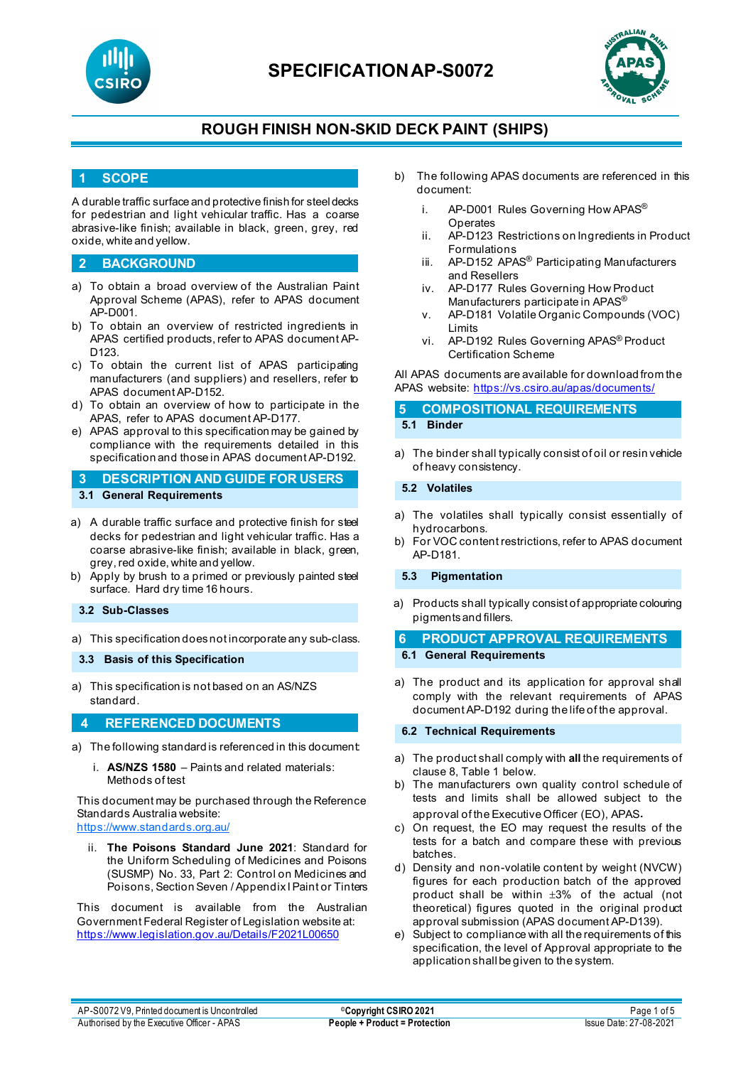# SPECIFICATION AP-S0072

## ROUGH FINISH NON-SKID DECK PAINT (SHIPS)

## 1 SCOPE

A durable traffic surface and protective finish for steel decks for pedestrian and light vehicular traffic. Has a coarse abrasive-like finish; available in black, green, grey, red oxide, white and yellow.

## 2 BACKGROUND

a) To obtain a broad overview of the Australian Paint Approval Scheme (APAS), refer to APAS document AP-D001.
b) To obtain an overview of restricted ingredients in APAS certified products, refer to APAS document AP-D123.
c) To obtain the current list of APAS participating manufacturers (and suppliers) and resellers, refer to APAS document AP-D152.
d) To obtain an overview of how to participate in the APAS, refer to APAS document AP-D177.
e) APAS approval to this specification may be gained by compliance with the requirements detailed in this specification and those in APAS document AP-D192.

## 3 DESCRIPTION AND GUIDE FOR USERS

### 3.1 General Requirements

a) A durable traffic surface and protective finish for steel decks for pedestrian and light vehicular traffic. Has a coarse abrasive-like finish; available in black, green, grey, red oxide, white and yellow.
b) Apply by brush to a primed or previously painted steel surface. Hard dry time 16 hours.

### 3.2 Sub-Classes

a) This specification does not incorporate any sub-class.

### 3.3 Basis of this Specification

a) This specification is not based on an AS/NZS standard.

## 4 REFERENCED DOCUMENTS

a) The following standard is referenced in this document:

   i. **AS/NZS 1580** – Paints and related materials: Methods of test

This document may be purchased through the Reference Standards Australia website:
https://www.standards.org.au/

   ii. **The Poisons Standard June 2021**: Standard for the Uniform Scheduling of Medicines and Poisons (SUSMP) No. 33, Part 2: Control on Medicines and Poisons, Section Seven / Appendix I Paint or Tinters

This document is available from the Australian Government Federal Register of Legislation website at:
https://www.legislation.gov.au/Details/F2021L00650

b) The following APAS documents are referenced in this document:

   i. AP-D001 Rules Governing How APAS® Operates
   ii. AP-D123 Restrictions on Ingredients in Product Formulations
   iii. AP-D152 APAS® Participating Manufacturers and Resellers
   iv. AP-D177 Rules Governing How Product Manufacturers participate in APAS®
   v. AP-D181 Volatile Organic Compounds (VOC) Limits
   vi. AP-D192 Rules Governing APAS® Product Certification Scheme

All APAS documents are available for download from the APAS website: https://vs.csiro.au/apas/documents/

## 5 COMPOSITIONAL REQUIREMENTS

### 5.1 Binder

a) The binder shall typically consist of oil or resin vehicle of heavy consistency.

### 5.2 Volatiles

a) The volatiles shall typically consist essentially of hydrocarbons.
b) For VOC content restrictions, refer to APAS document AP-D181.

### 5.3 Pigmentation

a) Products shall typically consist of appropriate colouring pigments and fillers.

## 6 PRODUCT APPROVAL REQUIREMENTS

### 6.1 General Requirements

a) The product and its application for approval shall comply with the relevant requirements of APAS document AP-D192 during the life of the approval.

### 6.2 Technical Requirements

a) The product shall comply with **all** the requirements of clause 8, Table 1 below.
b) The manufacturers own quality control schedule of tests and limits shall be allowed subject to the approval of the Executive Officer (EO), APAS.
c) On request, the EO may request the results of the tests for a batch and compare these with previous batches.
d) Density and non-volatile content by weight (NVCW) figures for each production batch of the approved product shall be within ±3% of the actual (not theoretical) figures quoted in the original product approval submission (APAS document AP-D139).
e) Subject to compliance with all the requirements of this specification, the level of Approval appropriate to the application shall be given to the system.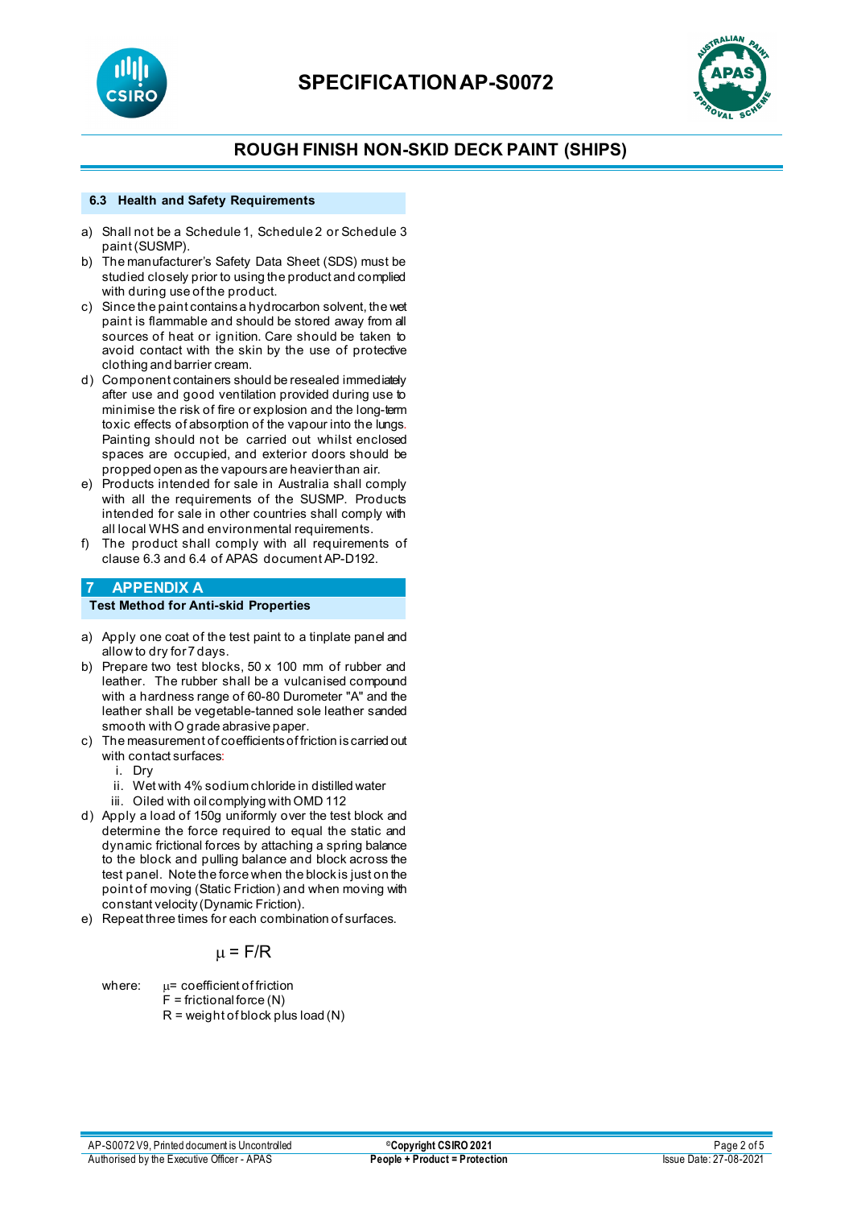### 6.3 Health and Safety Requirements

a) Shall not be a Schedule 1, Schedule 2 or Schedule 3 paint (SUSMP).
b) The manufacturer's Safety Data Sheet (SDS) must be studied closely prior to using the product and complied with during use of the product.
c) Since the paint contains a hydrocarbon solvent, the wet paint is flammable and should be stored away from all sources of heat or ignition. Care should be taken to avoid contact with the skin by the use of protective clothing and barrier cream.
d) Component containers should be resealed immediately after use and good ventilation provided during use to minimise the risk of fire or explosion and the long-term toxic effects of absorption of the vapour into the lungs. Painting should not be carried out whilst enclosed spaces are occupied, and exterior doors should be propped open as the vapours are heavier than air.
e) Products intended for sale in Australia shall comply with all the requirements of the SUSMP. Products intended for sale in other countries shall comply with all local WHS and environmental requirements.
f) The product shall comply with all requirements of clause 6.3 and 6.4 of APAS document AP-D192.

## 7 APPENDIX A

### Test Method for Anti-skid Properties

a) Apply one coat of the test paint to a tinplate panel and allow to dry for 7 days.
b) Prepare two test blocks, 50 x 100 mm of rubber and leather. The rubber shall be a vulcanised compound with a hardness range of 60-80 Durometer "A" and the leather shall be vegetable-tanned sole leather sanded smooth with O grade abrasive paper.
c) The measurement of coefficients of friction is carried out with contact surfaces:
   i. Dry
   ii. Wet with 4% sodium chloride in distilled water
   iii. Oiled with oil complying with OMD 112
d) Apply a load of 150g uniformly over the test block and determine the force required to equal the static and dynamic frictional forces by attaching a spring balance to the block and pulling balance and block across the test panel. Note the force when the block is just on the point of moving (Static Friction) and when moving with constant velocity (Dynamic Friction).
e) Repeat three times for each combination of surfaces.

$$\mu = F/R$$

where: $\mu$= coefficient of friction
F = frictional force (N)
R = weight of block plus load (N)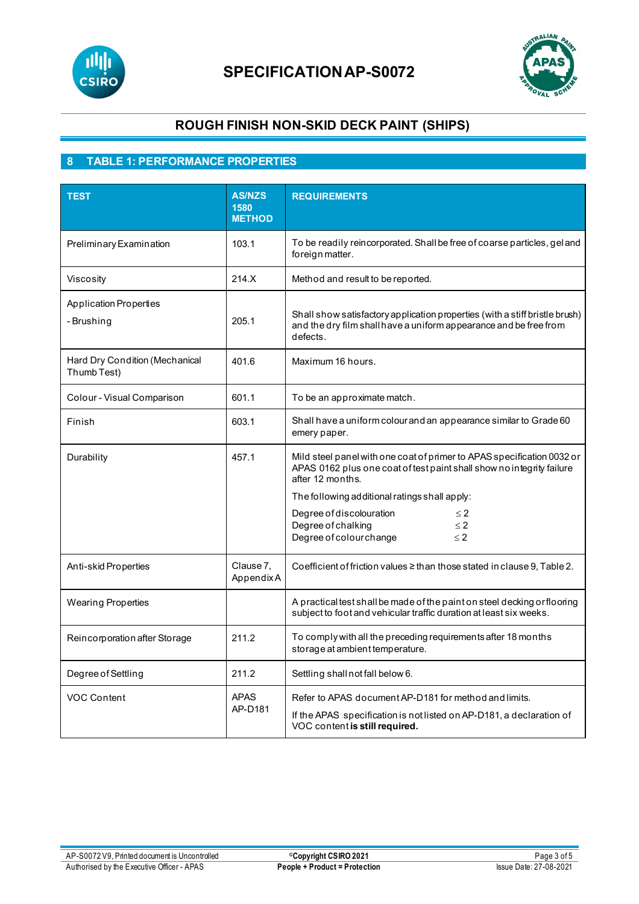# SPECIFICATION AP-S0072

## ROUGH FINISH NON-SKID DECK PAINT (SHIPS)

## 8 TABLE 1: PERFORMANCE PROPERTIES

| TEST | AS/NZS 1580 METHOD | REQUIREMENTS |
|---|---|---|
| Preliminary Examination | 103.1 | To be readily reincorporated. Shall be free of coarse particles, gel and foreign matter. |
| Viscosity | 214.X | Method and result to be reported. |
| Application Properties<br>- Brushing | 205.1 | Shall show satisfactory application properties (with a stiff bristle brush) and the dry film shall have a uniform appearance and be free from defects. |
| Hard Dry Condition (Mechanical Thumb Test) | 401.6 | Maximum 16 hours. |
| Colour - Visual Comparison | 601.1 | To be an approximate match. |
| Finish | 603.1 | Shall have a uniform colour and an appearance similar to Grade 60 emery paper. |
| Durability | 457.1 | Mild steel panel with one coat of primer to APAS specification 0032 or APAS 0162 plus one coat of test paint shall show no integrity failure after 12 months.<br>The following additional ratings shall apply:<br>Degree of discolouration $\leq 2$<br>Degree of chalking $\leq 2$<br>Degree of colour change $\leq 2$ |
| Anti-skid Properties | Clause 7, Appendix A | Coefficient of friction values ≥ than those stated in clause 9, Table 2. |
| Wearing Properties | | A practical test shall be made of the paint on steel decking or flooring subject to foot and vehicular traffic duration at least six weeks. |
| Reincorporation after Storage | 211.2 | To comply with all the preceding requirements after 18 months storage at ambient temperature. |
| Degree of Settling | 211.2 | Settling shall not fall below 6. |
| VOC Content | APAS AP-D181 | Refer to APAS document AP-D181 for method and limits.<br>If the APAS specification is not listed on AP-D181, a declaration of VOC content **is still required.** |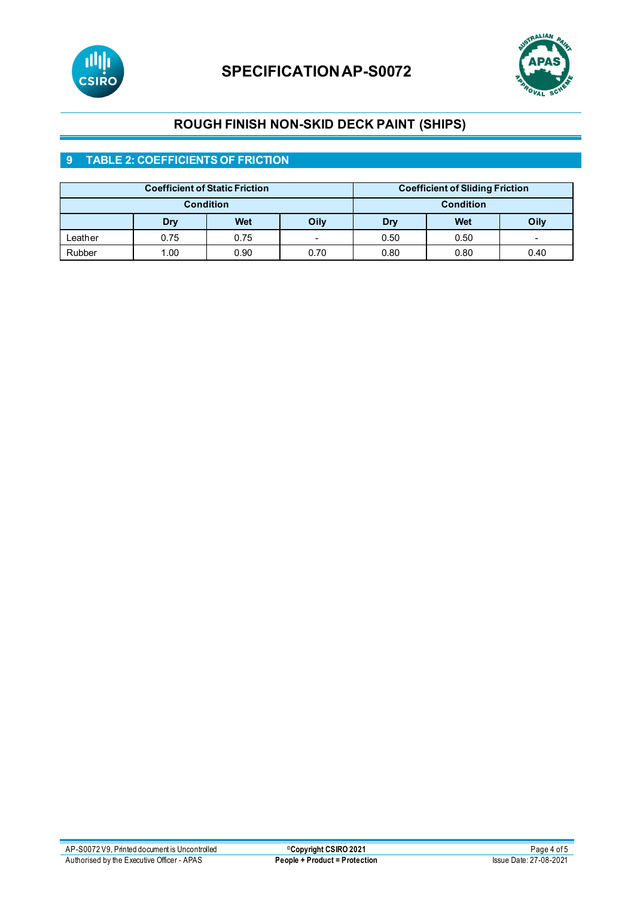## 9 TABLE 2: COEFFICIENTS OF FRICTION

| | Coefficient of Static Friction | | | Coefficient of Sliding Friction | | |
|---|---|---|---|---|---|---|
| | Condition | | | Condition | | |
| | Dry | Wet | Oily | Dry | Wet | Oily |
| Leather | 0.75 | 0.75 | - | 0.50 | 0.50 | - |
| Rubber | 1.00 | 0.90 | 0.70 | 0.80 | 0.80 | 0.40 |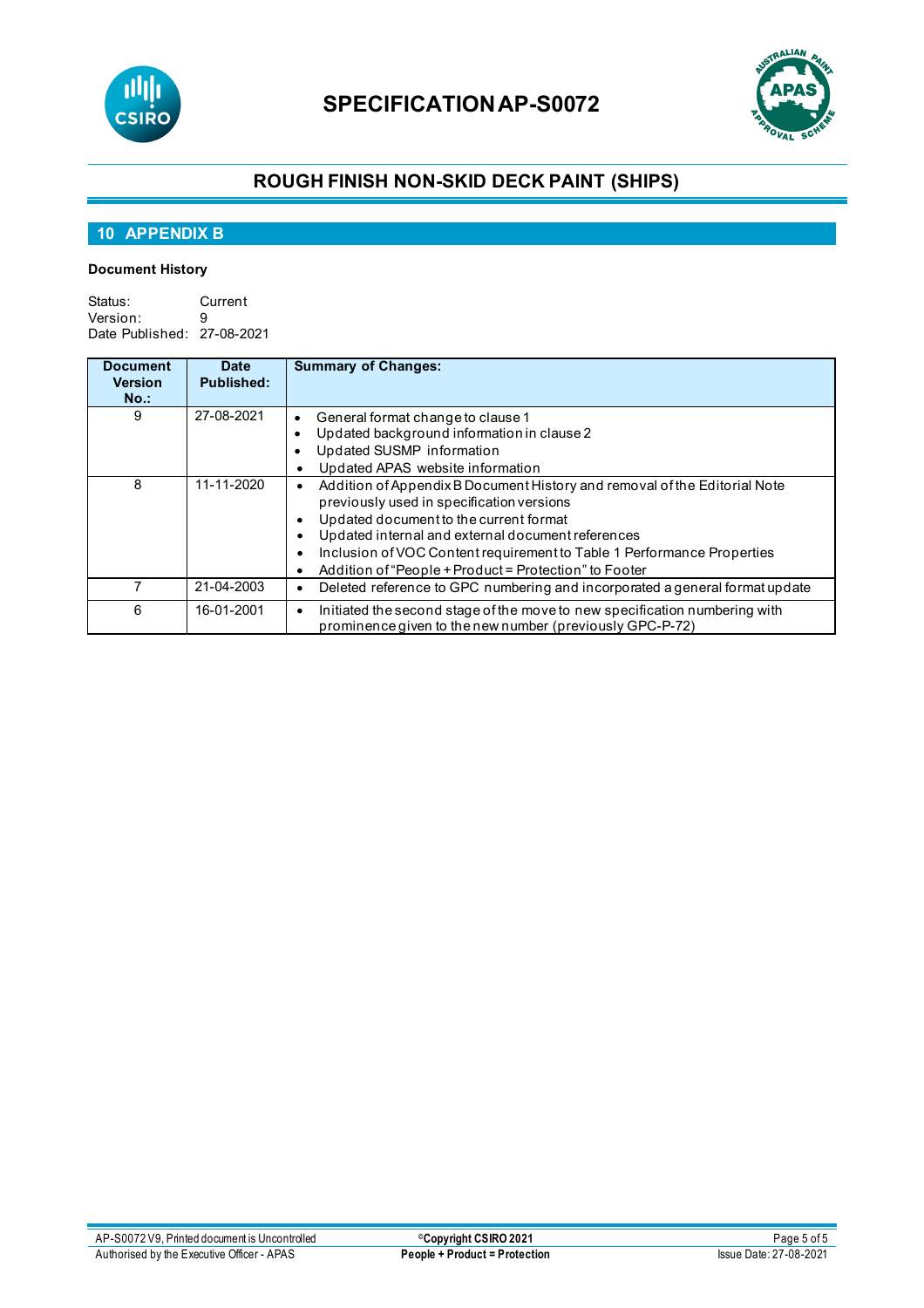## 10 APPENDIX B

**Document History**

Status: Current
Version: 9
Date Published: 27-08-2021

| Document Version No.: | Date Published: | Summary of Changes: |
|---|---|---|
| 9 | 27-08-2021 | • General format change to clause 1<br>• Updated background information in clause 2<br>• Updated SUSMP information<br>• Updated APAS website information |
| 8 | 11-11-2020 | • Addition of Appendix B Document History and removal of the Editorial Note previously used in specification versions<br>• Updated document to the current format<br>• Updated internal and external document references<br>• Inclusion of VOC Content requirement to Table 1 Performance Properties<br>• Addition of "People + Product = Protection" to Footer |
| 7 | 21-04-2003 | • Deleted reference to GPC numbering and incorporated a general format update |
| 6 | 16-01-2001 | • Initiated the second stage of the move to new specification numbering with prominence given to the new number (previously GPC-P-72) |